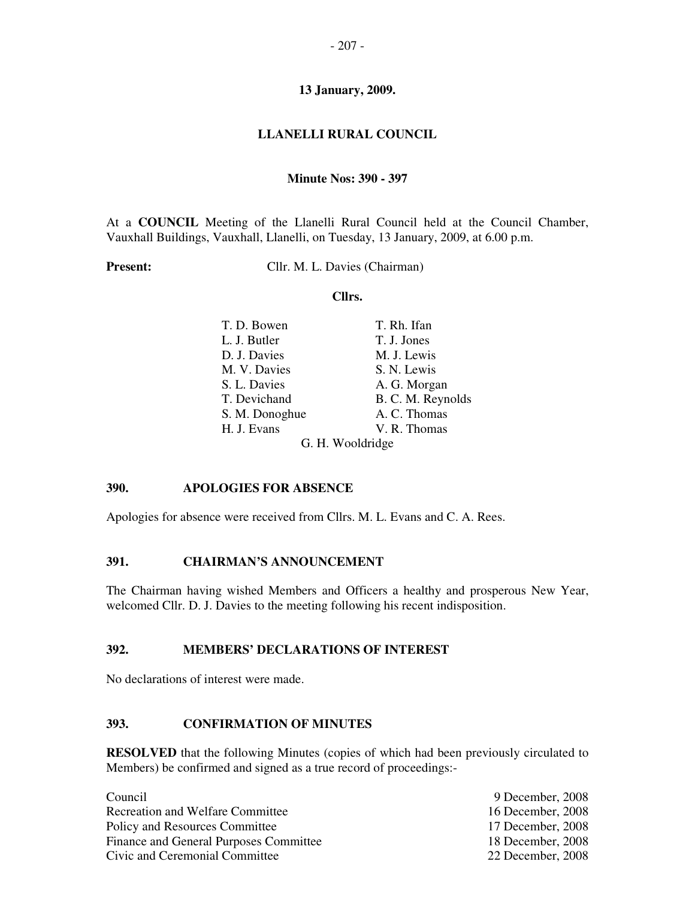**13 January, 2009.**

# LLANELLI RURAL COUNCIL

**Minute Nos: 390 - 397**

At a **COUNCIL** Meeting of the Llanelli Rural Council held at the Council Chamber, Vauxhall Buildings, Vauxhall, Llanelli, on Tuesday, 13 January, 2009, at 6.00 p.m.

**Present:** Cllr. M. L. Davies (Chairman)

**Cllrs.**

| | |
|---|---|
| T. D. Bowen | T. Rh. Ifan |
| L. J. Butler | T. J. Jones |
| D. J. Davies | M. J. Lewis |
| M. V. Davies | S. N. Lewis |
| S. L. Davies | A. G. Morgan |
| T. Devichand | B. C. M. Reynolds |
| S. M. Donoghue | A. C. Thomas |
| H. J. Evans | V. R. Thomas |

G. H. Wooldridge

## 390. APOLOGIES FOR ABSENCE

Apologies for absence were received from Cllrs. M. L. Evans and C. A. Rees.

## 391. CHAIRMAN'S ANNOUNCEMENT

The Chairman having wished Members and Officers a healthy and prosperous New Year, welcomed Cllr. D. J. Davies to the meeting following his recent indisposition.

## 392. MEMBERS' DECLARATIONS OF INTEREST

No declarations of interest were made.

## 393. CONFIRMATION OF MINUTES

**RESOLVED** that the following Minutes (copies of which had been previously circulated to Members) be confirmed and signed as a true record of proceedings:-

| | |
|---|---|
| Council | 9 December, 2008 |
| Recreation and Welfare Committee | 16 December, 2008 |
| Policy and Resources Committee | 17 December, 2008 |
| Finance and General Purposes Committee | 18 December, 2008 |
| Civic and Ceremonial Committee | 22 December, 2008 |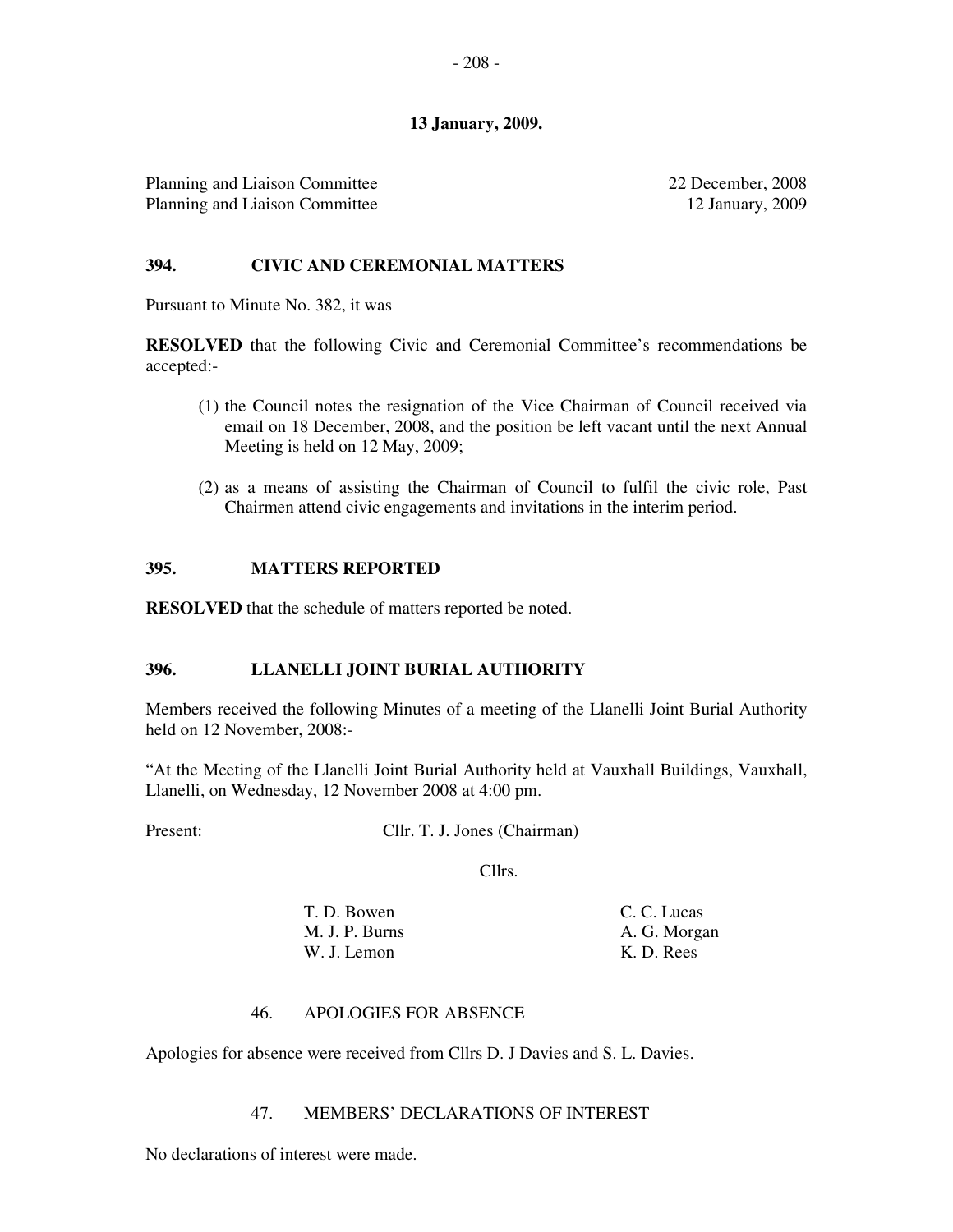**13 January, 2009.**

| | |
|---|---|
| Planning and Liaison Committee | 22 December, 2008 |
| Planning and Liaison Committee | 12 January, 2009 |

## 394. CIVIC AND CEREMONIAL MATTERS

Pursuant to Minute No. 382, it was

**RESOLVED** that the following Civic and Ceremonial Committee's recommendations be accepted:-

(1) the Council notes the resignation of the Vice Chairman of Council received via email on 18 December, 2008, and the position be left vacant until the next Annual Meeting is held on 12 May, 2009;

(2) as a means of assisting the Chairman of Council to fulfil the civic role, Past Chairmen attend civic engagements and invitations in the interim period.

## 395. MATTERS REPORTED

**RESOLVED** that the schedule of matters reported be noted.

## 396. LLANELLI JOINT BURIAL AUTHORITY

Members received the following Minutes of a meeting of the Llanelli Joint Burial Authority held on 12 November, 2008:-

"At the Meeting of the Llanelli Joint Burial Authority held at Vauxhall Buildings, Vauxhall, Llanelli, on Wednesday, 12 November 2008 at 4:00 pm.

Present: Cllr. T. J. Jones (Chairman)

Cllrs.

| | |
|---|---|
| T. D. Bowen | C. C. Lucas |
| M. J. P. Burns | A. G. Morgan |
| W. J. Lemon | K. D. Rees |

### 46. APOLOGIES FOR ABSENCE

Apologies for absence were received from Cllrs D. J Davies and S. L. Davies.

### 47. MEMBERS' DECLARATIONS OF INTEREST

No declarations of interest were made.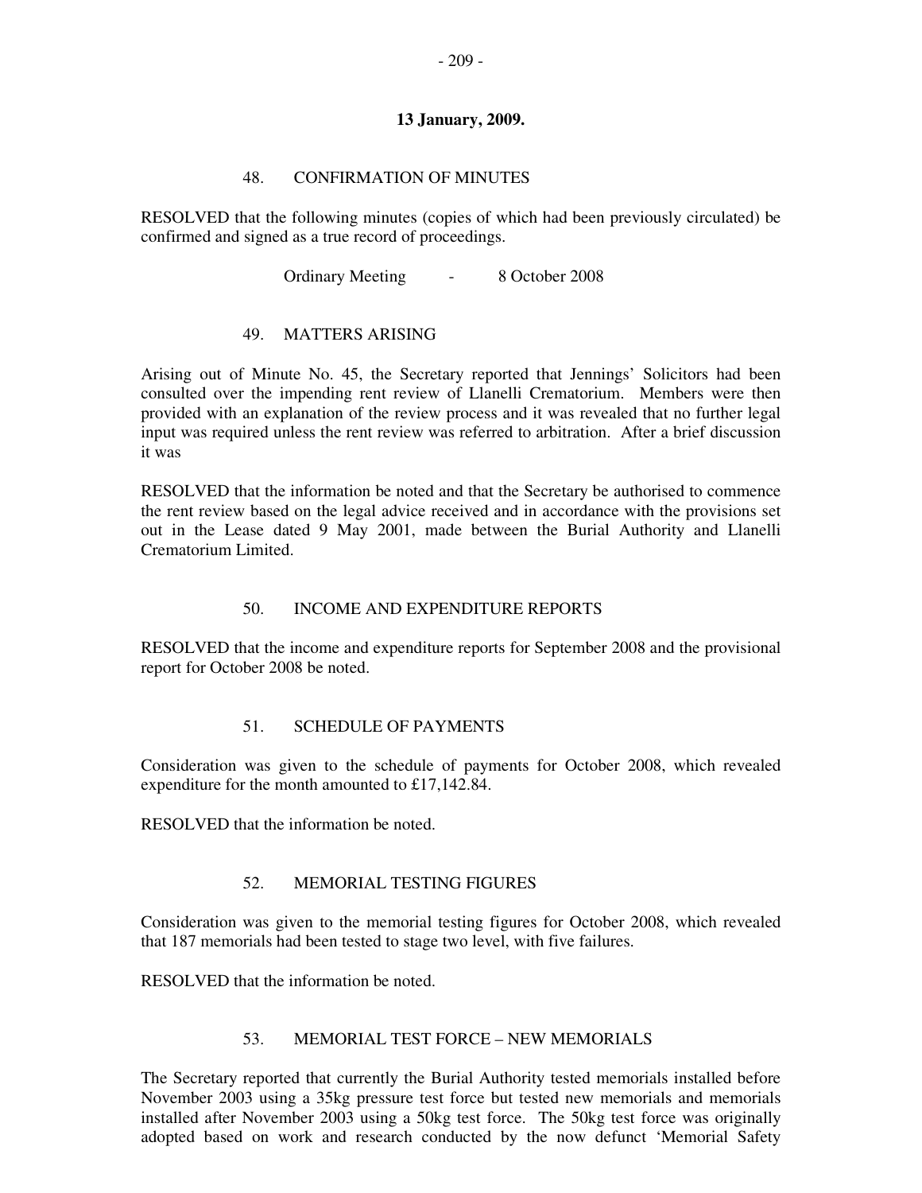**13 January, 2009.**

## 48. CONFIRMATION OF MINUTES

RESOLVED that the following minutes (copies of which had been previously circulated) be confirmed and signed as a true record of proceedings.

Ordinary Meeting - 8 October 2008

## 49. MATTERS ARISING

Arising out of Minute No. 45, the Secretary reported that Jennings' Solicitors had been consulted over the impending rent review of Llanelli Crematorium. Members were then provided with an explanation of the review process and it was revealed that no further legal input was required unless the rent review was referred to arbitration. After a brief discussion it was

RESOLVED that the information be noted and that the Secretary be authorised to commence the rent review based on the legal advice received and in accordance with the provisions set out in the Lease dated 9 May 2001, made between the Burial Authority and Llanelli Crematorium Limited.

## 50. INCOME AND EXPENDITURE REPORTS

RESOLVED that the income and expenditure reports for September 2008 and the provisional report for October 2008 be noted.

## 51. SCHEDULE OF PAYMENTS

Consideration was given to the schedule of payments for October 2008, which revealed expenditure for the month amounted to £17,142.84.

RESOLVED that the information be noted.

## 52. MEMORIAL TESTING FIGURES

Consideration was given to the memorial testing figures for October 2008, which revealed that 187 memorials had been tested to stage two level, with five failures.

RESOLVED that the information be noted.

## 53. MEMORIAL TEST FORCE – NEW MEMORIALS

The Secretary reported that currently the Burial Authority tested memorials installed before November 2003 using a 35kg pressure test force but tested new memorials and memorials installed after November 2003 using a 50kg test force. The 50kg test force was originally adopted based on work and research conducted by the now defunct 'Memorial Safety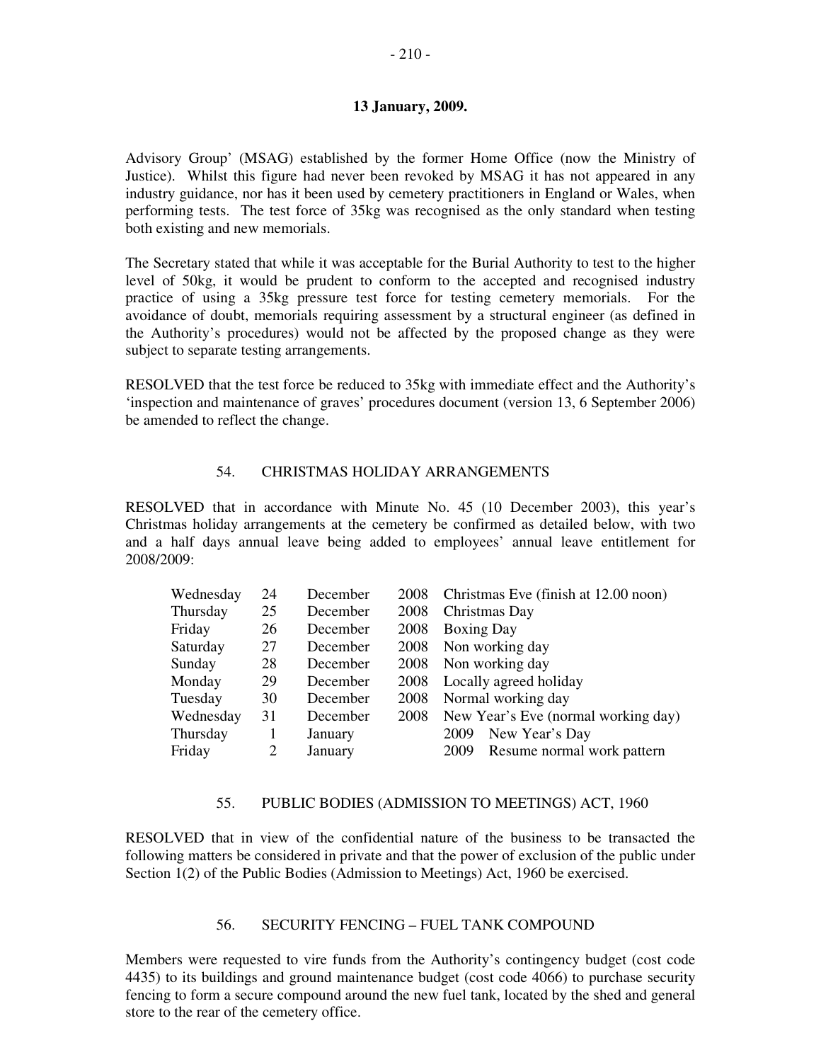**13 January, 2009.**

Advisory Group' (MSAG) established by the former Home Office (now the Ministry of Justice). Whilst this figure had never been revoked by MSAG it has not appeared in any industry guidance, nor has it been used by cemetery practitioners in England or Wales, when performing tests. The test force of 35kg was recognised as the only standard when testing both existing and new memorials.

The Secretary stated that while it was acceptable for the Burial Authority to test to the higher level of 50kg, it would be prudent to conform to the accepted and recognised industry practice of using a 35kg pressure test force for testing cemetery memorials. For the avoidance of doubt, memorials requiring assessment by a structural engineer (as defined in the Authority's procedures) would not be affected by the proposed change as they were subject to separate testing arrangements.

RESOLVED that the test force be reduced to 35kg with immediate effect and the Authority's 'inspection and maintenance of graves' procedures document (version 13, 6 September 2006) be amended to reflect the change.

## 54. CHRISTMAS HOLIDAY ARRANGEMENTS

RESOLVED that in accordance with Minute No. 45 (10 December 2003), this year's Christmas holiday arrangements at the cemetery be confirmed as detailed below, with two and a half days annual leave being added to employees' annual leave entitlement for 2008/2009:

| | | | | |
|---|---|---|---|---|
| Wednesday | 24 | December | 2008 | Christmas Eve (finish at 12.00 noon) |
| Thursday | 25 | December | 2008 | Christmas Day |
| Friday | 26 | December | 2008 | Boxing Day |
| Saturday | 27 | December | 2008 | Non working day |
| Sunday | 28 | December | 2008 | Non working day |
| Monday | 29 | December | 2008 | Locally agreed holiday |
| Tuesday | 30 | December | 2008 | Normal working day |
| Wednesday | 31 | December | 2008 | New Year's Eve (normal working day) |
| Thursday | 1 | January | 2009 | New Year's Day |
| Friday | 2 | January | 2009 | Resume normal work pattern |

## 55. PUBLIC BODIES (ADMISSION TO MEETINGS) ACT, 1960

RESOLVED that in view of the confidential nature of the business to be transacted the following matters be considered in private and that the power of exclusion of the public under Section 1(2) of the Public Bodies (Admission to Meetings) Act, 1960 be exercised.

## 56. SECURITY FENCING – FUEL TANK COMPOUND

Members were requested to vire funds from the Authority's contingency budget (cost code 4435) to its buildings and ground maintenance budget (cost code 4066) to purchase security fencing to form a secure compound around the new fuel tank, located by the shed and general store to the rear of the cemetery office.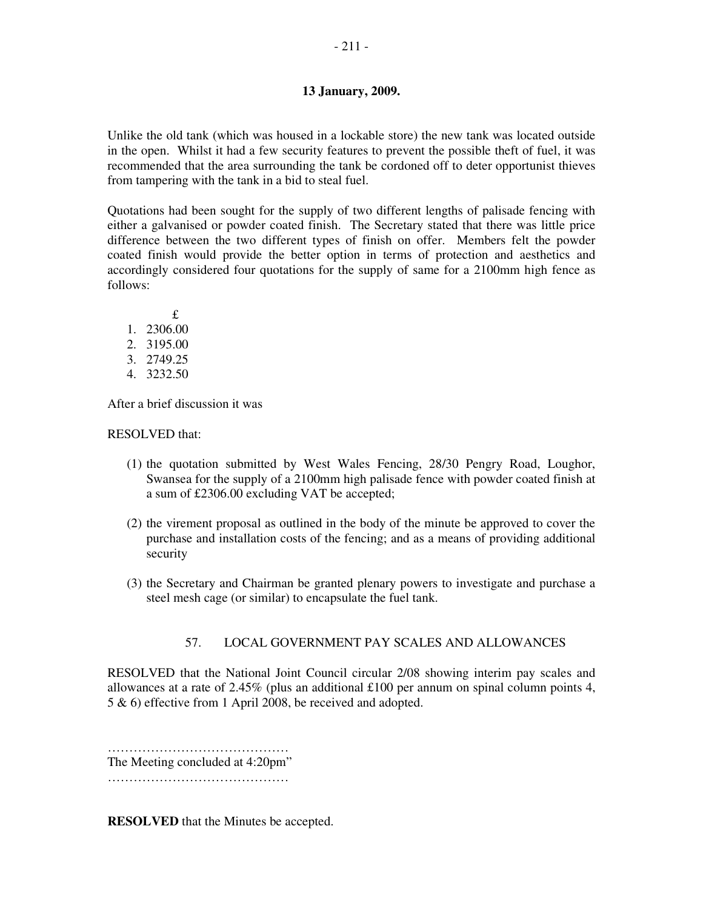**13 January, 2009.**

Unlike the old tank (which was housed in a lockable store) the new tank was located outside in the open. Whilst it had a few security features to prevent the possible theft of fuel, it was recommended that the area surrounding the tank be cordoned off to deter opportunist thieves from tampering with the tank in a bid to steal fuel.

Quotations had been sought for the supply of two different lengths of palisade fencing with either a galvanised or powder coated finish. The Secretary stated that there was little price difference between the two different types of finish on offer. Members felt the powder coated finish would provide the better option in terms of protection and aesthetics and accordingly considered four quotations for the supply of same for a 2100mm high fence as follows:

| | £ |
|---|---|
| 1. | 2306.00 |
| 2. | 3195.00 |
| 3. | 2749.25 |
| 4. | 3232.50 |

After a brief discussion it was

RESOLVED that:

(1) the quotation submitted by West Wales Fencing, 28/30 Pengry Road, Loughor, Swansea for the supply of a 2100mm high palisade fence with powder coated finish at a sum of £2306.00 excluding VAT be accepted;

(2) the virement proposal as outlined in the body of the minute be approved to cover the purchase and installation costs of the fencing; and as a means of providing additional security

(3) the Secretary and Chairman be granted plenary powers to investigate and purchase a steel mesh cage (or similar) to encapsulate the fuel tank.

57. LOCAL GOVERNMENT PAY SCALES AND ALLOWANCES

RESOLVED that the National Joint Council circular 2/08 showing interim pay scales and allowances at a rate of 2.45% (plus an additional £100 per annum on spinal column points 4, 5 & 6) effective from 1 April 2008, be received and adopted.

……………………………………
The Meeting concluded at 4:20pm"
……………………………………

**RESOLVED** that the Minutes be accepted.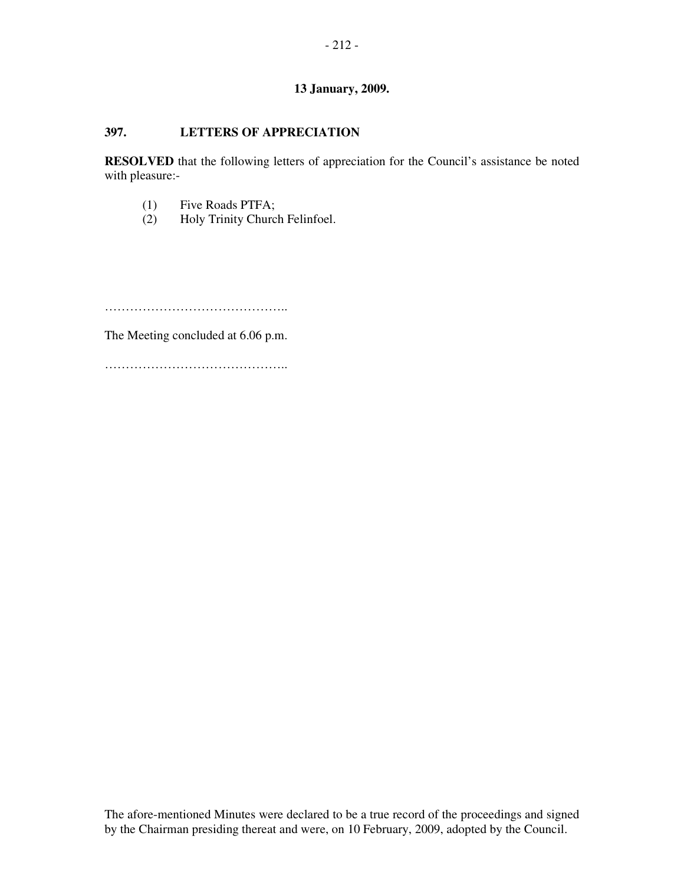**13 January, 2009.**

## 397. LETTERS OF APPRECIATION

**RESOLVED** that the following letters of appreciation for the Council's assistance be noted with pleasure:-

(1) Five Roads PTFA;
(2) Holy Trinity Church Felinfoel.

……………………………………..

The Meeting concluded at 6.06 p.m.

……………………………………..

The afore-mentioned Minutes were declared to be a true record of the proceedings and signed by the Chairman presiding thereat and were, on 10 February, 2009, adopted by the Council.